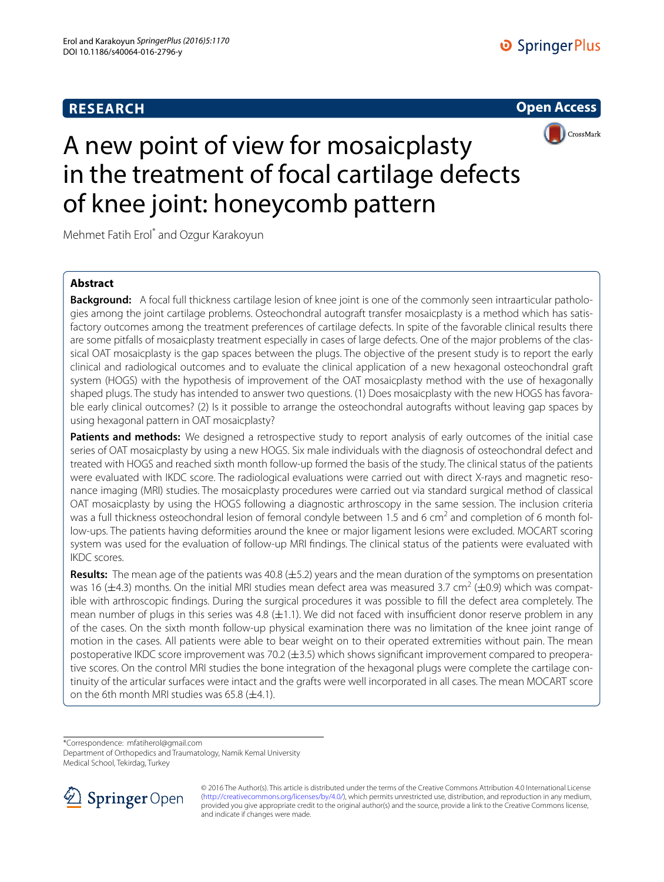RESEARCH

Open Access

# A new point of view for mosaicplasty in the treatment of focal cartilage defects of knee joint: honeycomb pattern

Mehmet Fatih Erol* and Ozgur Karakoyun

## Abstract

**Background:** A focal full thickness cartilage lesion of knee joint is one of the commonly seen intraarticular pathologies among the joint cartilage problems. Osteochondral autograft transfer mosaicplasty is a method which has satisfactory outcomes among the treatment preferences of cartilage defects. In spite of the favorable clinical results there are some pitfalls of mosaicplasty treatment especially in cases of large defects. One of the major problems of the classical OAT mosaicplasty is the gap spaces between the plugs. The objective of the present study is to report the early clinical and radiological outcomes and to evaluate the clinical application of a new hexagonal osteochondral graft system (HOGS) with the hypothesis of improvement of the OAT mosaicplasty method with the use of hexagonally shaped plugs. The study has intended to answer two questions. (1) Does mosaicplasty with the new HOGS has favorable early clinical outcomes? (2) Is it possible to arrange the osteochondral autografts without leaving gap spaces by using hexagonal pattern in OAT mosaicplasty?

**Patients and methods:** We designed a retrospective study to report analysis of early outcomes of the initial case series of OAT mosaicplasty by using a new HOGS. Six male individuals with the diagnosis of osteochondral defect and treated with HOGS and reached sixth month follow-up formed the basis of the study. The clinical status of the patients were evaluated with IKDC score. The radiological evaluations were carried out with direct X-rays and magnetic resonance imaging (MRI) studies. The mosaicplasty procedures were carried out via standard surgical method of classical OAT mosaicplasty by using the HOGS following a diagnostic arthroscopy in the same session. The inclusion criteria was a full thickness osteochondral lesion of femoral condyle between 1.5 and 6 $cm^2$ and completion of 6 month follow-ups. The patients having deformities around the knee or major ligament lesions were excluded. MOCART scoring system was used for the evaluation of follow-up MRI findings. The clinical status of the patients were evaluated with IKDC scores.

**Results:** The mean age of the patients was 40.8 (±5.2) years and the mean duration of the symptoms on presentation was 16 (±4.3) months. On the initial MRI studies mean defect area was measured 3.7 $cm^2$ (±0.9) which was compatible with arthroscopic findings. During the surgical procedures it was possible to fill the defect area completely. The mean number of plugs in this series was 4.8 (±1.1). We did not faced with insufficient donor reserve problem in any of the cases. On the sixth month follow-up physical examination there was no limitation of the knee joint range of motion in the cases. All patients were able to bear weight on to their operated extremities without pain. The mean postoperative IKDC score improvement was 70.2 (±3.5) which shows significant improvement compared to preoperative scores. On the control MRI studies the bone integration of the hexagonal plugs were complete the cartilage continuity of the articular surfaces were intact and the grafts were well incorporated in all cases. The mean MOCART score on the 6th month MRI studies was 65.8 (±4.1).

*Correspondence: mfatiherol@gmail.com
Department of Orthopedics and Traumatology, Namik Kemal University Medical School, Tekirdag, Turkey

© 2016 The Author(s). This article is distributed under the terms of the Creative Commons Attribution 4.0 International License (http://creativecommons.org/licenses/by/4.0/), which permits unrestricted use, distribution, and reproduction in any medium, provided you give appropriate credit to the original author(s) and the source, provide a link to the Creative Commons license, and indicate if changes were made.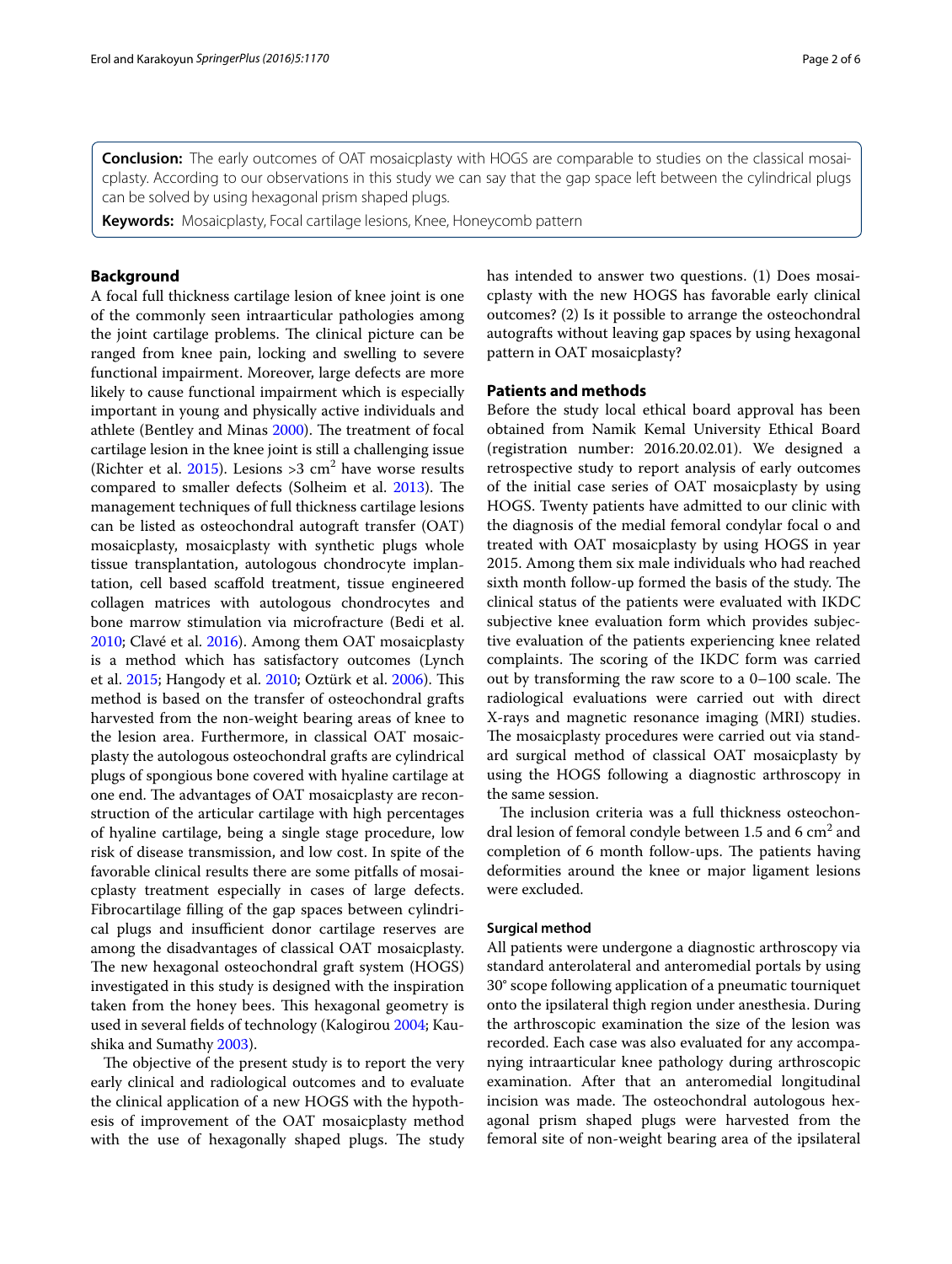**Conclusion:** The early outcomes of OAT mosaicplasty with HOGS are comparable to studies on the classical mosaicplasty. According to our observations in this study we can say that the gap space left between the cylindrical plugs can be solved by using hexagonal prism shaped plugs.

**Keywords:** Mosaicplasty, Focal cartilage lesions, Knee, Honeycomb pattern

## Background

A focal full thickness cartilage lesion of knee joint is one of the commonly seen intraarticular pathologies among the joint cartilage problems. The clinical picture can be ranged from knee pain, locking and swelling to severe functional impairment. Moreover, large defects are more likely to cause functional impairment which is especially important in young and physically active individuals and athlete (Bentley and Minas 2000). The treatment of focal cartilage lesion in the knee joint is still a challenging issue (Richter et al. 2015). Lesions >3 cm$^2$ have worse results compared to smaller defects (Solheim et al. 2013). The management techniques of full thickness cartilage lesions can be listed as osteochondral autograft transfer (OAT) mosaicplasty, mosaicplasty with synthetic plugs whole tissue transplantation, autologous chondrocyte implantation, cell based scaffold treatment, tissue engineered collagen matrices with autologous chondrocytes and bone marrow stimulation via microfracture (Bedi et al. 2010; Clavé et al. 2016). Among them OAT mosaicplasty is a method which has satisfactory outcomes (Lynch et al. 2015; Hangody et al. 2010; Öztürk et al. 2006). This method is based on the transfer of osteochondral grafts harvested from the non-weight bearing areas of knee to the lesion area. Furthermore, in classical OAT mosaicplasty the autologous osteochondral grafts are cylindrical plugs of spongious bone covered with hyaline cartilage at one end. The advantages of OAT mosaicplasty are reconstruction of the articular cartilage with high percentages of hyaline cartilage, being a single stage procedure, low risk of disease transmission, and low cost. In spite of the favorable clinical results there are some pitfalls of mosaicplasty treatment especially in cases of large defects. Fibrocartilage filling of the gap spaces between cylindrical plugs and insufficient donor cartilage reserves are among the disadvantages of classical OAT mosaicplasty. The new hexagonal osteochondral graft system (HOGS) investigated in this study is designed with the inspiration taken from the honey bees. This hexagonal geometry is used in several fields of technology (Kalogirou 2004; Kaushika and Sumathy 2003).

The objective of the present study is to report the very early clinical and radiological outcomes and to evaluate the clinical application of a new HOGS with the hypothesis of improvement of the OAT mosaicplasty method with the use of hexagonally shaped plugs. The study has intended to answer two questions. (1) Does mosaicplasty with the new HOGS has favorable early clinical outcomes? (2) Is it possible to arrange the osteochondral autografts without leaving gap spaces by using hexagonal pattern in OAT mosaicplasty?

## Patients and methods

Before the study local ethical board approval has been obtained from Namik Kemal University Ethical Board (registration number: 2016.20.02.01). We designed a retrospective study to report analysis of early outcomes of the initial case series of OAT mosaicplasty by using HOGS. Twenty patients have admitted to our clinic with the diagnosis of the medial femoral condylar focal o and treated with OAT mosaicplasty by using HOGS in year 2015. Among them six male individuals who had reached sixth month follow-up formed the basis of the study. The clinical status of the patients were evaluated with IKDC subjective knee evaluation form which provides subjective evaluation of the patients experiencing knee related complaints. The scoring of the IKDC form was carried out by transforming the raw score to a 0–100 scale. The radiological evaluations were carried out with direct X-rays and magnetic resonance imaging (MRI) studies. The mosaicplasty procedures were carried out via standard surgical method of classical OAT mosaicplasty by using the HOGS following a diagnostic arthroscopy in the same session.

The inclusion criteria was a full thickness osteochondral lesion of femoral condyle between 1.5 and 6 cm$^2$ and completion of 6 month follow-ups. The patients having deformities around the knee or major ligament lesions were excluded.

### Surgical method

All patients were undergone a diagnostic arthroscopy via standard anterolateral and anteromedial portals by using 30° scope following application of a pneumatic tourniquet onto the ipsilateral thigh region under anesthesia. During the arthroscopic examination the size of the lesion was recorded. Each case was also evaluated for any accompanying intraarticular knee pathology during arthroscopic examination. After that an anteromedial longitudinal incision was made. The osteochondral autologous hexagonal prism shaped plugs were harvested from the femoral site of non-weight bearing area of the ipsilateral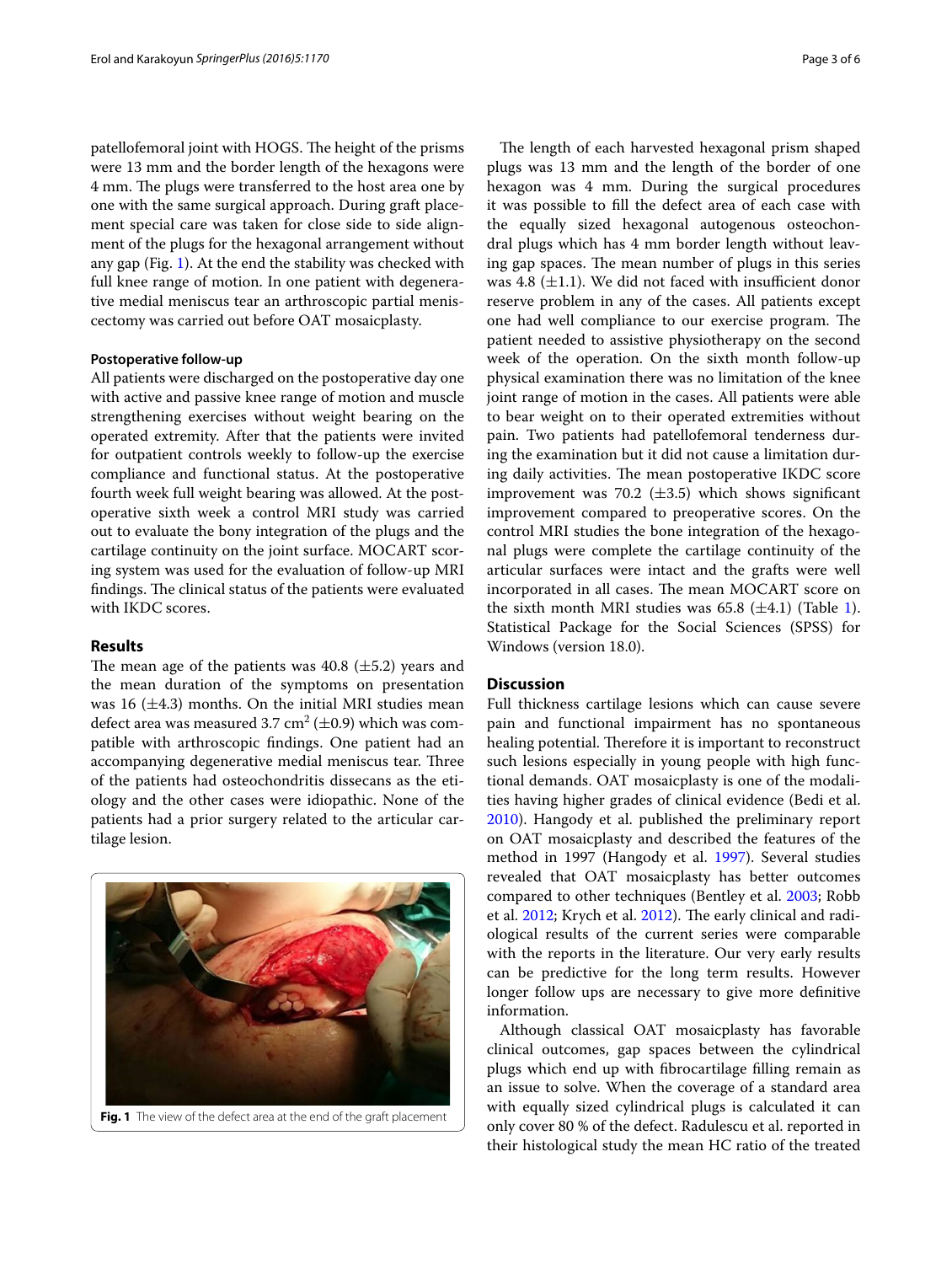patellofemoral joint with HOGS. The height of the prisms were 13 mm and the border length of the hexagons were 4 mm. The plugs were transferred to the host area one by one with the same surgical approach. During graft placement special care was taken for close side to side alignment of the plugs for the hexagonal arrangement without any gap (Fig. 1). At the end the stability was checked with full knee range of motion. In one patient with degenerative medial meniscus tear an arthroscopic partial meniscectomy was carried out before OAT mosaicplasty.

#### Postoperative follow-up

All patients were discharged on the postoperative day one with active and passive knee range of motion and muscle strengthening exercises without weight bearing on the operated extremity. After that the patients were invited for outpatient controls weekly to follow-up the exercise compliance and functional status. At the postoperative fourth week full weight bearing was allowed. At the postoperative sixth week a control MRI study was carried out to evaluate the bony integration of the plugs and the cartilage continuity on the joint surface. MOCART scoring system was used for the evaluation of follow-up MRI findings. The clinical status of the patients were evaluated with IKDC scores.

### Results

The mean age of the patients was 40.8 (±5.2) years and the mean duration of the symptoms on presentation was 16 (±4.3) months. On the initial MRI studies mean defect area was measured 3.7 $cm^2$ (±0.9) which was compatible with arthroscopic findings. One patient had an accompanying degenerative medial meniscus tear. Three of the patients had osteochondritis dissecans as the etiology and the other cases were idiopathic. None of the patients had a prior surgery related to the articular cartilage lesion.

**Fig. 1** The view of the defect area at the end of the graft placement

The length of each harvested hexagonal prism shaped plugs was 13 mm and the length of the border of one hexagon was 4 mm. During the surgical procedures it was possible to fill the defect area of each case with the equally sized hexagonal autogenous osteochondral plugs which has 4 mm border length without leaving gap spaces. The mean number of plugs in this series was 4.8 (±1.1). We did not faced with insufficient donor reserve problem in any of the cases. All patients except one had well compliance to our exercise program. The patient needed to assistive physiotherapy on the second week of the operation. On the sixth month follow-up physical examination there was no limitation of the knee joint range of motion in the cases. All patients were able to bear weight on to their operated extremities without pain. Two patients had patellofemoral tenderness during the examination but it did not cause a limitation during daily activities. The mean postoperative IKDC score improvement was 70.2 (±3.5) which shows significant improvement compared to preoperative scores. On the control MRI studies the bone integration of the hexagonal plugs were complete the cartilage continuity of the articular surfaces were intact and the grafts were well incorporated in all cases. The mean MOCART score on the sixth month MRI studies was 65.8 (±4.1) (Table 1). Statistical Package for the Social Sciences (SPSS) for Windows (version 18.0).

### Discussion

Full thickness cartilage lesions which can cause severe pain and functional impairment has no spontaneous healing potential. Therefore it is important to reconstruct such lesions especially in young people with high functional demands. OAT mosaicplasty is one of the modalities having higher grades of clinical evidence (Bedi et al. 2010). Hangody et al. published the preliminary report on OAT mosaicplasty and described the features of the method in 1997 (Hangody et al. 1997). Several studies revealed that OAT mosaicplasty has better outcomes compared to other techniques (Bentley et al. 2003; Robb et al. 2012; Krych et al. 2012). The early clinical and radiological results of the current series were comparable with the reports in the literature. Our very early results can be predictive for the long term results. However longer follow ups are necessary to give more definitive information.

Although classical OAT mosaicplasty has favorable clinical outcomes, gap spaces between the cylindrical plugs which end up with fibrocartilage filling remain as an issue to solve. When the coverage of a standard area with equally sized cylindrical plugs is calculated it can only cover 80 % of the defect. Radulescu et al. reported in their histological study the mean HC ratio of the treated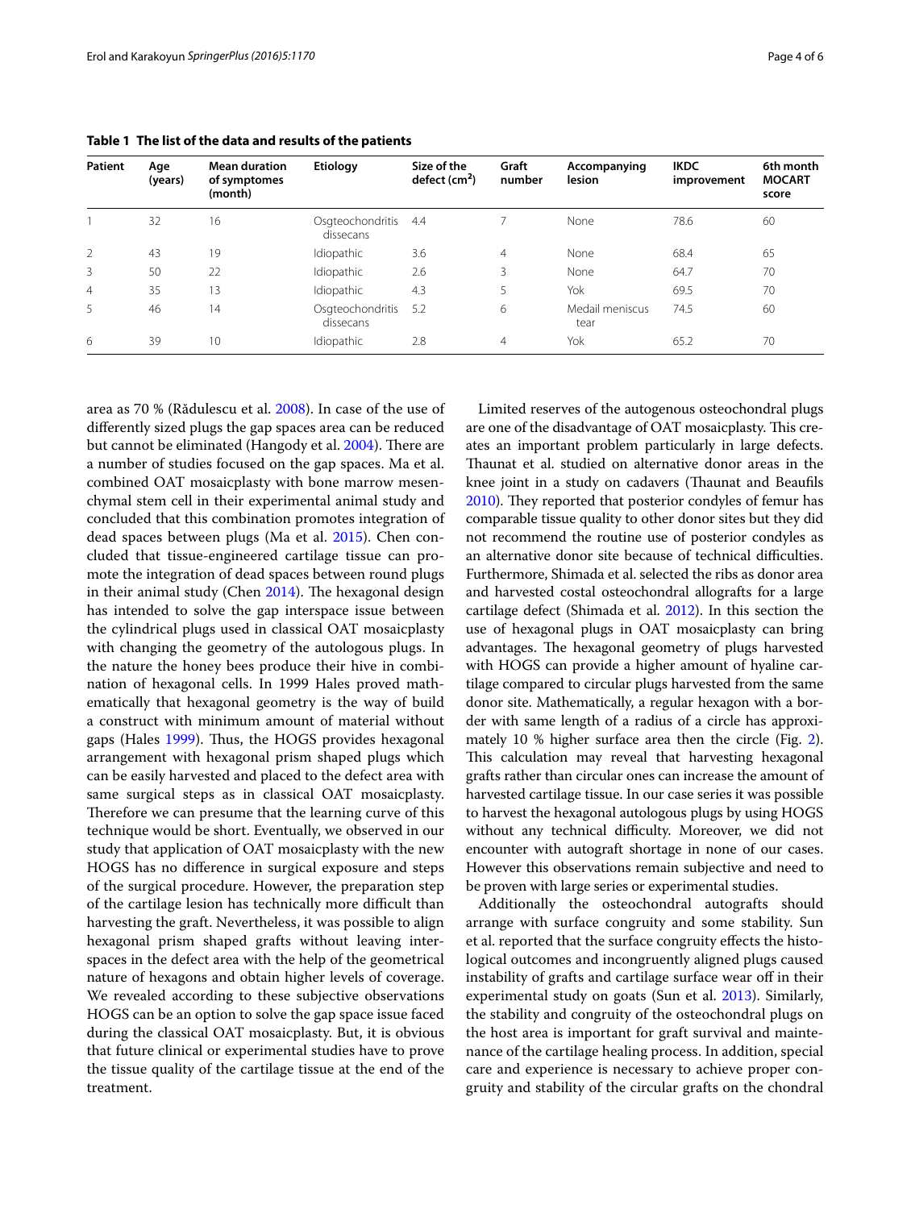**Table 1 The list of the data and results of the patients**

| Patient | Age (years) | Mean duration of symptomes (month) | Etiology | Size of the defect (cm$^2$) | Graft number | Accompanying lesion | IKDC improvement | 6th month MOCART score |
|---|---|---|---|---|---|---|---|---|
| 1 | 32 | 16 | Osgteochondritis dissecans | 4.4 | 7 | None | 78.6 | 60 |
| 2 | 43 | 19 | Idiopathic | 3.6 | 4 | None | 68.4 | 65 |
| 3 | 50 | 22 | Idiopathic | 2.6 | 3 | None | 64.7 | 70 |
| 4 | 35 | 13 | Idiopathic | 4.3 | 5 | Yok | 69.5 | 70 |
| 5 | 46 | 14 | Osgteochondritis dissecans | 5.2 | 6 | Medail meniscus tear | 74.5 | 60 |
| 6 | 39 | 10 | Idiopathic | 2.8 | 4 | Yok | 65.2 | 70 |

area as 70 % (Rădulescu et al. 2008). In case of the use of differently sized plugs the gap spaces area can be reduced but cannot be eliminated (Hangody et al. 2004). There are a number of studies focused on the gap spaces. Ma et al. combined OAT mosaicplasty with bone marrow mesenchymal stem cell in their experimental animal study and concluded that this combination promotes integration of dead spaces between plugs (Ma et al. 2015). Chen concluded that tissue-engineered cartilage tissue can promote the integration of dead spaces between round plugs in their animal study (Chen 2014). The hexagonal design has intended to solve the gap interspace issue between the cylindrical plugs used in classical OAT mosaicplasty with changing the geometry of the autologous plugs. In the nature the honey bees produce their hive in combination of hexagonal cells. In 1999 Hales proved mathematically that hexagonal geometry is the way of build a construct with minimum amount of material without gaps (Hales 1999). Thus, the HOGS provides hexagonal arrangement with hexagonal prism shaped plugs which can be easily harvested and placed to the defect area with same surgical steps as in classical OAT mosaicplasty. Therefore we can presume that the learning curve of this technique would be short. Eventually, we observed in our study that application of OAT mosaicplasty with the new HOGS has no difference in surgical exposure and steps of the surgical procedure. However, the preparation step of the cartilage lesion has technically more difficult than harvesting the graft. Nevertheless, it was possible to align hexagonal prism shaped grafts without leaving interspaces in the defect area with the help of the geometrical nature of hexagons and obtain higher levels of coverage. We revealed according to these subjective observations HOGS can be an option to solve the gap space issue faced during the classical OAT mosaicplasty. But, it is obvious that future clinical or experimental studies have to prove the tissue quality of the cartilage tissue at the end of the treatment.

Limited reserves of the autogenous osteochondral plugs are one of the disadvantage of OAT mosaicplasty. This creates an important problem particularly in large defects. Thaunat et al. studied on alternative donor areas in the knee joint in a study on cadavers (Thaunat and Beaufils 2010). They reported that posterior condyles of femur has comparable tissue quality to other donor sites but they did not recommend the routine use of posterior condyles as an alternative donor site because of technical difficulties. Furthermore, Shimada et al. selected the ribs as donor area and harvested costal osteochondral allografts for a large cartilage defect (Shimada et al. 2012). In this section the use of hexagonal plugs in OAT mosaicplasty can bring advantages. The hexagonal geometry of plugs harvested with HOGS can provide a higher amount of hyaline cartilage compared to circular plugs harvested from the same donor site. Mathematically, a regular hexagon with a border with same length of a radius of a circle has approximately 10 % higher surface area then the circle (Fig. 2). This calculation may reveal that harvesting hexagonal grafts rather than circular ones can increase the amount of harvested cartilage tissue. In our case series it was possible to harvest the hexagonal autologous plugs by using HOGS without any technical difficulty. Moreover, we did not encounter with autograft shortage in none of our cases. However this observations remain subjective and need to be proven with large series or experimental studies.

Additionally the osteochondral autografts should arrange with surface congruity and some stability. Sun et al. reported that the surface congruity effects the histological outcomes and incongruently aligned plugs caused instability of grafts and cartilage surface wear off in their experimental study on goats (Sun et al. 2013). Similarly, the stability and congruity of the osteochondral plugs on the host area is important for graft survival and maintenance of the cartilage healing process. In addition, special care and experience is necessary to achieve proper congruity and stability of the circular grafts on the chondral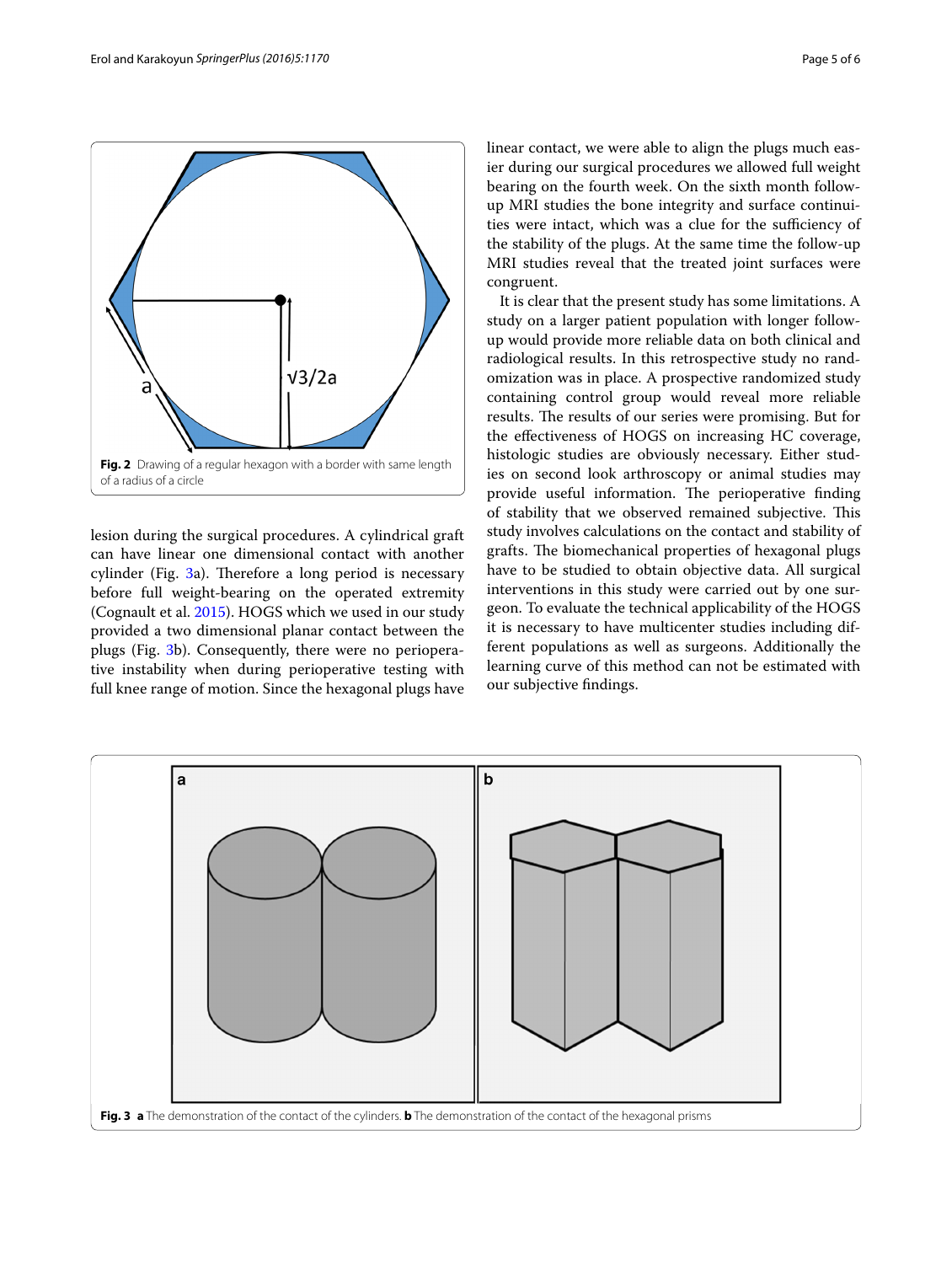Fig. 2 Drawing of a regular hexagon with a border with same length of a radius of a circle

lesion during the surgical procedures. A cylindrical graft can have linear one dimensional contact with another cylinder (Fig. 3a). Therefore a long period is necessary before full weight-bearing on the operated extremity (Cognault et al. 2015). HOGS which we used in our study provided a two dimensional planar contact between the plugs (Fig. 3b). Consequently, there were no perioperative instability when during perioperative testing with full knee range of motion. Since the hexagonal plugs have linear contact, we were able to align the plugs much easier during our surgical procedures we allowed full weight bearing on the fourth week. On the sixth month follow-up MRI studies the bone integrity and surface continuities were intact, which was a clue for the sufficiency of the stability of the plugs. At the same time the follow-up MRI studies reveal that the treated joint surfaces were congruent.

It is clear that the present study has some limitations. A study on a larger patient population with longer follow-up would provide more reliable data on both clinical and radiological results. In this retrospective study no randomization was in place. A prospective randomized study containing control group would reveal more reliable results. The results of our series were promising. But for the effectiveness of HOGS on increasing HC coverage, histologic studies are obviously necessary. Either studies on second look arthroscopy or animal studies may provide useful information. The perioperative finding of stability that we observed remained subjective. This study involves calculations on the contact and stability of grafts. The biomechanical properties of hexagonal plugs have to be studied to obtain objective data. All surgical interventions in this study were carried out by one surgeon. To evaluate the technical applicability of the HOGS it is necessary to have multicenter studies including different populations as well as surgeons. Additionally the learning curve of this method can not be estimated with our subjective findings.

Fig. 3 **a** The demonstration of the contact of the cylinders. **b** The demonstration of the contact of the hexagonal prisms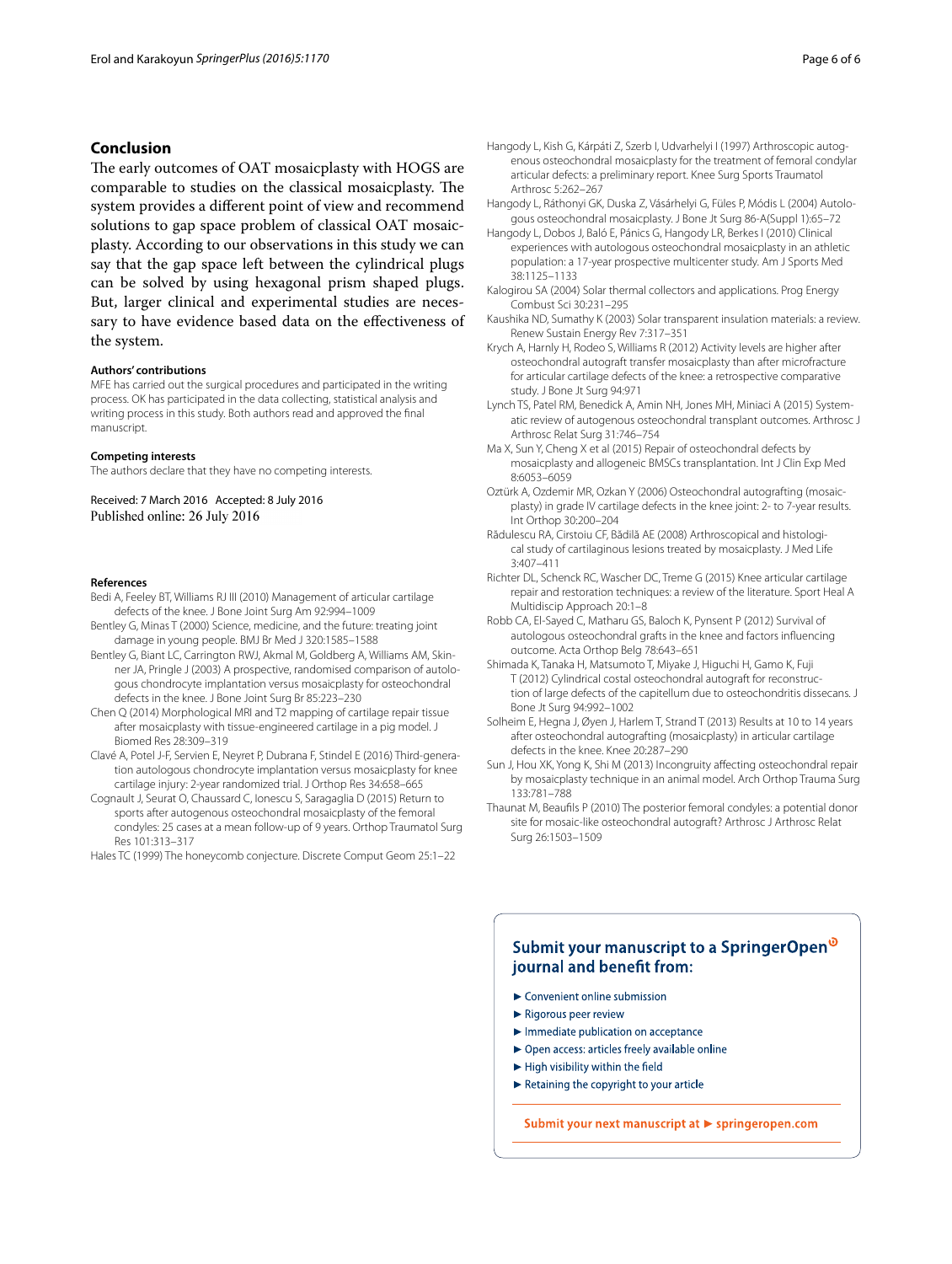## Conclusion

The early outcomes of OAT mosaicplasty with HOGS are comparable to studies on the classical mosaicplasty. The system provides a different point of view and recommend solutions to gap space problem of classical OAT mosaicplasty. According to our observations in this study we can say that the gap space left between the cylindrical plugs can be solved by using hexagonal prism shaped plugs. But, larger clinical and experimental studies are necessary to have evidence based data on the effectiveness of the system.

### Authors' contributions

MFE has carried out the surgical procedures and participated in the writing process. OK has participated in the data collecting, statistical analysis and writing process in this study. Both authors read and approved the final manuscript.

### Competing interests

The authors declare that they have no competing interests.

Received: 7 March 2016 Accepted: 8 July 2016
Published online: 26 July 2016

### References

Bedi A, Feeley BT, Williams RJ III (2010) Management of articular cartilage defects of the knee. J Bone Joint Surg Am 92:994–1009

Bentley G, Minas T (2000) Science, medicine, and the future: treating joint damage in young people. BMJ Br Med J 320:1585–1588

Bentley G, Biant LC, Carrington RWJ, Akmal M, Goldberg A, Williams AM, Skinner JA, Pringle J (2003) A prospective, randomised comparison of autologous chondrocyte implantation versus mosaicplasty for osteochondral defects in the knee. J Bone Joint Surg Br 85:223–230

Chen Q (2014) Morphological MRI and T2 mapping of cartilage repair tissue after mosaicplasty with tissue-engineered cartilage in a pig model. J Biomed Res 28:309–319

Clavé A, Potel J-F, Servien E, Neyret P, Dubrana F, Stindel E (2016) Third-generation autologous chondrocyte implantation versus mosaicplasty for knee cartilage injury: 2-year randomized trial. J Orthop Res 34:658–665

Cognault J, Seurat O, Chaussard C, Ionescu S, Saragaglia D (2015) Return to sports after autogenous osteochondral mosaicplasty of the femoral condyles: 25 cases at a mean follow-up of 9 years. Orthop Traumatol Surg Res 101:313–317

Hales TC (1999) The honeycomb conjecture. Discrete Comput Geom 25:1–22

Hangody L, Kish G, Kárpáti Z, Szerb I, Udvarhelyi I (1997) Arthroscopic autogenous osteochondral mosaicplasty for the treatment of femoral condylar articular defects: a preliminary report. Knee Surg Sports Traumatol Arthrosc 5:262–267

Hangody L, Ráthonyi GK, Duska Z, Vásárhelyi G, Füles P, Módis L (2004) Autologous osteochondral mosaicplasty. J Bone Jt Surg 86-A(Suppl 1):65–72

Hangody L, Dobos J, Baló E, Pánics G, Hangody LR, Berkes I (2010) Clinical experiences with autologous osteochondral mosaicplasty in an athletic population: a 17-year prospective multicenter study. Am J Sports Med 38:1125–1133

Kalogirou SA (2004) Solar thermal collectors and applications. Prog Energy Combust Sci 30:231–295

Kaushika ND, Sumathy K (2003) Solar transparent insulation materials: a review. Renew Sustain Energy Rev 7:317–351

Krych A, Harnly H, Rodeo S, Williams R (2012) Activity levels are higher after osteochondral autograft transfer mosaicplasty than after microfracture for articular cartilage defects of the knee: a retrospective comparative study. J Bone Jt Surg 94:971

Lynch TS, Patel RM, Benedick A, Amin NH, Jones MH, Miniaci A (2015) Systematic review of autogenous osteochondral transplant outcomes. Arthrosc J Arthrosc Relat Surg 31:746–754

Ma X, Sun Y, Cheng X et al (2015) Repair of osteochondral defects by mosaicplasty and allogeneic BMSCs transplantation. Int J Clin Exp Med 8:6053–6059

Oztürk A, Ozdemir MR, Ozkan Y (2006) Osteochondral autografting (mosaicplasty) in grade IV cartilage defects in the knee joint: 2- to 7-year results. Int Orthop 30:200–204

Rădulescu RA, Cirstoiu CF, Bădilă AE (2008) Arthroscopical and histological study of cartilaginous lesions treated by mosaicplasty. J Med Life 3:407–411

Richter DL, Schenck RC, Wascher DC, Treme G (2015) Knee articular cartilage repair and restoration techniques: a review of the literature. Sport Heal A Multidiscip Approach 20:1–8

Robb CA, El-Sayed C, Matharu GS, Baloch K, Pynsent P (2012) Survival of autologous osteochondral grafts in the knee and factors influencing outcome. Acta Orthop Belg 78:643–651

Shimada K, Tanaka H, Matsumoto T, Miyake J, Higuchi H, Gamo K, Fuji T (2012) Cylindrical costal osteochondral autograft for reconstruction of large defects of the capitellum due to osteochondritis dissecans. J Bone Jt Surg 94:992–1002

Solheim E, Hegna J, Øyen J, Harlem T, Strand T (2013) Results at 10 to 14 years after osteochondral autografting (mosaicplasty) in articular cartilage defects in the knee. Knee 20:287–290

Sun J, Hou XK, Yong K, Shi M (2013) Incongruity affecting osteochondral repair by mosaicplasty technique in an animal model. Arch Orthop Trauma Surg 133:781–788

Thaunat M, Beaufils P (2010) The posterior femoral condyles: a potential donor site for mosaic-like osteochondral autograft? Arthrosc J Arthrosc Relat Surg 26:1503–1509